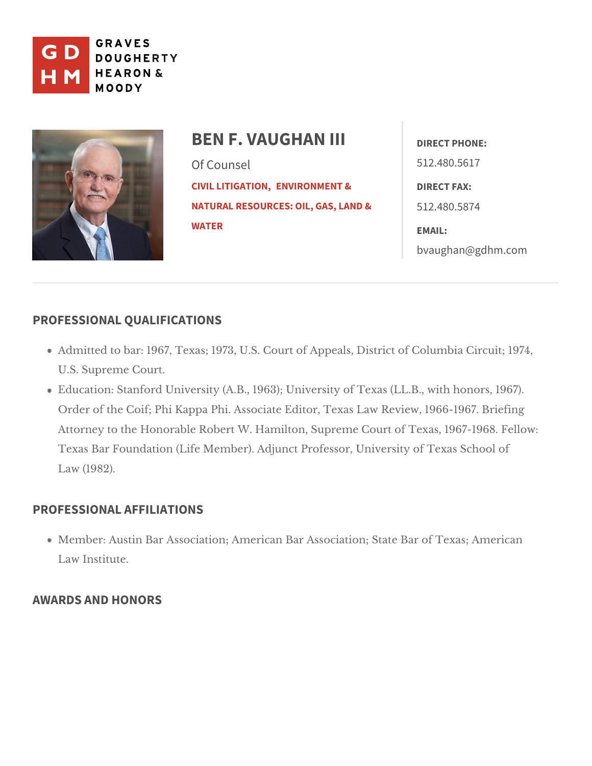GRAVES DOUGHERTY HEARON & MOODY

# BEN F. VAUGHAN III

Of Counsel

CIVIL LITIGATION, ENVIRONMENT & NATURAL RESOURCES: OIL, GAS, LAND & WATER

**DIRECT PHONE:**
512.480.5617

**DIRECT FAX:**
512.480.5874

**EMAIL:**
bvaughan@gdhm.com

## PROFESSIONAL QUALIFICATIONS

- Admitted to bar: 1967, Texas; 1973, U.S. Court of Appeals, District of Columbia Circuit; 1974, U.S. Supreme Court.
- Education: Stanford University (A.B., 1963); University of Texas (LL.B., with honors, 1967). Order of the Coif; Phi Kappa Phi. Associate Editor, Texas Law Review, 1966-1967. Briefing Attorney to the Honorable Robert W. Hamilton, Supreme Court of Texas, 1967-1968. Fellow: Texas Bar Foundation (Life Member). Adjunct Professor, University of Texas School of Law (1982).

## PROFESSIONAL AFFILIATIONS

- Member: Austin Bar Association; American Bar Association; State Bar of Texas; American Law Institute.

## AWARDS AND HONORS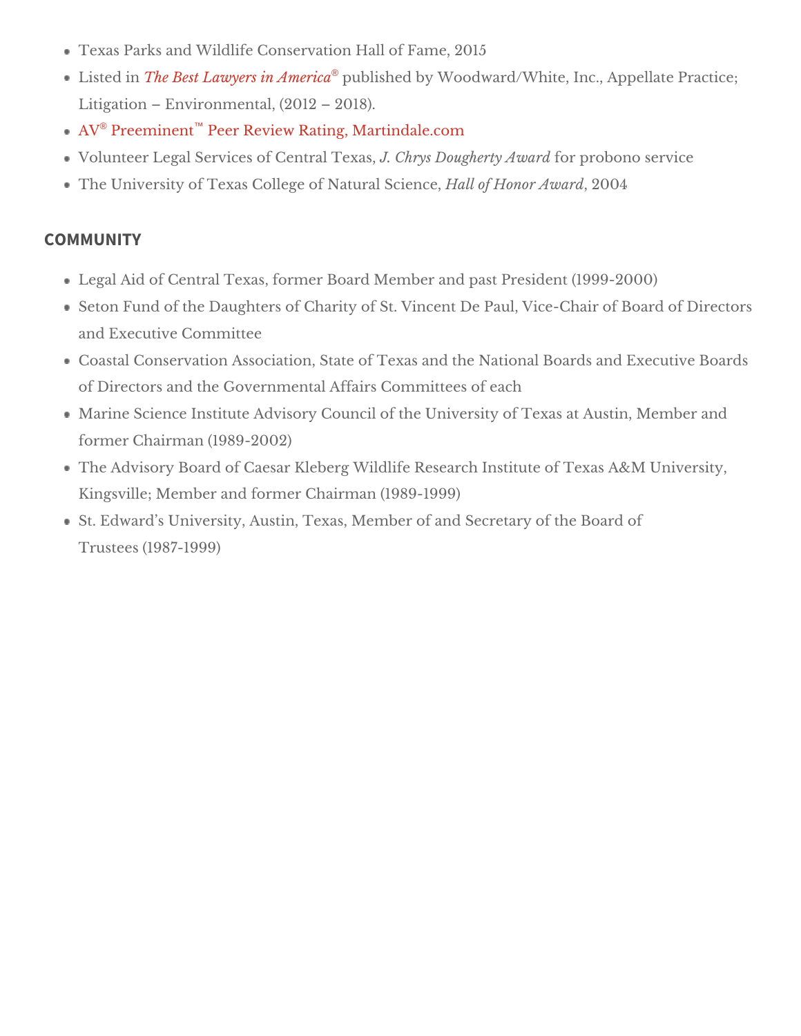- Texas Parks and Wildlife Conservation Hall of Fame, 2015
- Listed in *The Best Lawyers in America®* published by Woodward/White, Inc., Appellate Practice; Litigation – Environmental, (2012 – 2018).
- AV® Preeminent™ Peer Review Rating, Martindale.com
- Volunteer Legal Services of Central Texas, *J. Chrys Dougherty Award* for probono service
- The University of Texas College of Natural Science, *Hall of Honor Award*, 2004

## COMMUNITY

- Legal Aid of Central Texas, former Board Member and past President (1999-2000)
- Seton Fund of the Daughters of Charity of St. Vincent De Paul, Vice-Chair of Board of Directors and Executive Committee
- Coastal Conservation Association, State of Texas and the National Boards and Executive Boards of Directors and the Governmental Affairs Committees of each
- Marine Science Institute Advisory Council of the University of Texas at Austin, Member and former Chairman (1989-2002)
- The Advisory Board of Caesar Kleberg Wildlife Research Institute of Texas A&M University, Kingsville; Member and former Chairman (1989-1999)
- St. Edward's University, Austin, Texas, Member of and Secretary of the Board of Trustees (1987-1999)